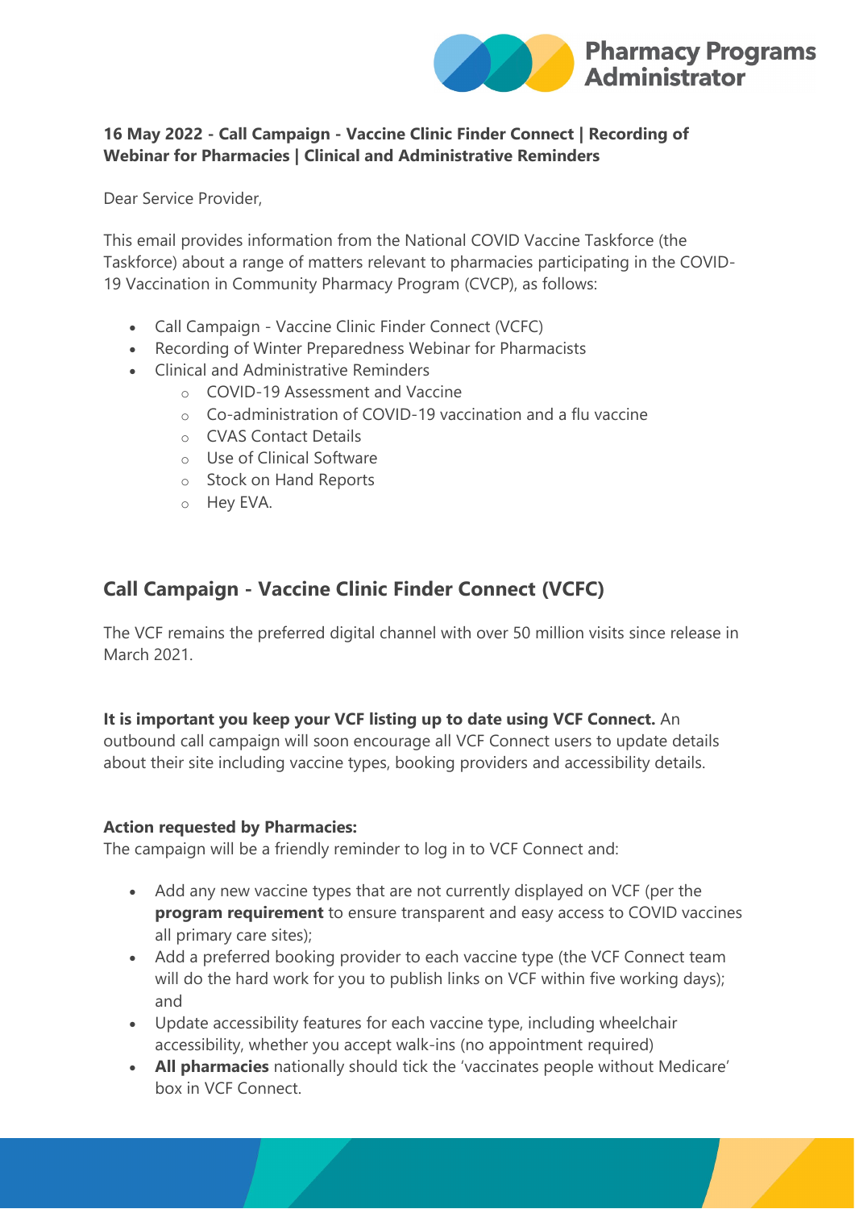**16 May 2022 - Call Campaign - Vaccine Clinic Finder Connect | Recording of Webinar for Pharmacies | Clinical and Administrative Reminders**

Dear Service Provider,

This email provides information from the National COVID Vaccine Taskforce (the Taskforce) about a range of matters relevant to pharmacies participating in the COVID-19 Vaccination in Community Pharmacy Program (CVCP), as follows:

- Call Campaign - Vaccine Clinic Finder Connect (VCFC)
- Recording of Winter Preparedness Webinar for Pharmacists
- Clinical and Administrative Reminders
  - COVID-19 Assessment and Vaccine
  - Co-administration of COVID-19 vaccination and a flu vaccine
  - CVAS Contact Details
  - Use of Clinical Software
  - Stock on Hand Reports
  - Hey EVA.

## Call Campaign - Vaccine Clinic Finder Connect (VCFC)

The VCF remains the preferred digital channel with over 50 million visits since release in March 2021.

**It is important you keep your VCF listing up to date using VCF Connect.** An outbound call campaign will soon encourage all VCF Connect users to update details about their site including vaccine types, booking providers and accessibility details.

**Action requested by Pharmacies:**
The campaign will be a friendly reminder to log in to VCF Connect and:

- Add any new vaccine types that are not currently displayed on VCF (per the **program requirement** to ensure transparent and easy access to COVID vaccines all primary care sites);
- Add a preferred booking provider to each vaccine type (the VCF Connect team will do the hard work for you to publish links on VCF within five working days); and
- Update accessibility features for each vaccine type, including wheelchair accessibility, whether you accept walk-ins (no appointment required)
- **All pharmacies** nationally should tick the 'vaccinates people without Medicare' box in VCF Connect.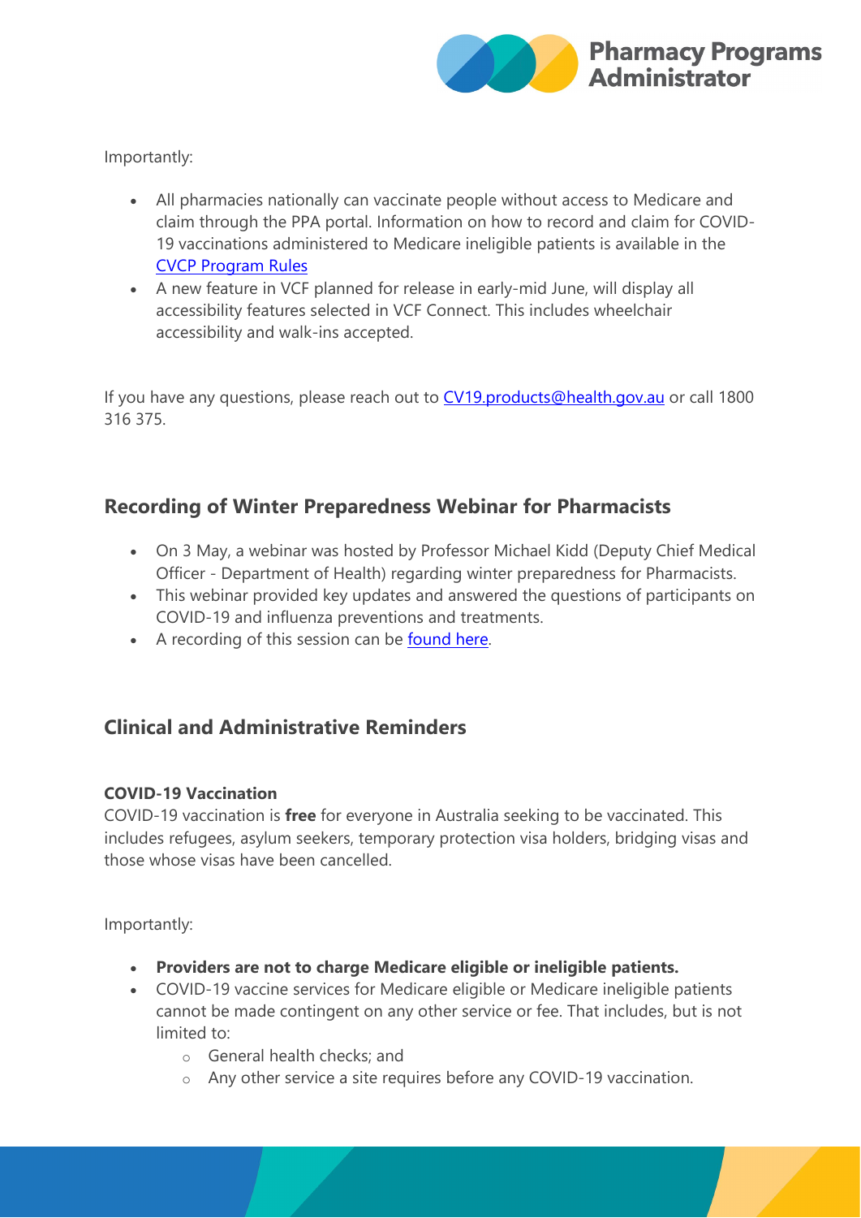Importantly:

- All pharmacies nationally can vaccinate people without access to Medicare and claim through the PPA portal. Information on how to record and claim for COVID-19 vaccinations administered to Medicare ineligible patients is available in the [CVCP Program Rules]
- A new feature in VCF planned for release in early-mid June, will display all accessibility features selected in VCF Connect. This includes wheelchair accessibility and walk-ins accepted.

If you have any questions, please reach out to CV19.products@health.gov.au or call 1800 316 375.

## Recording of Winter Preparedness Webinar for Pharmacists

- On 3 May, a webinar was hosted by Professor Michael Kidd (Deputy Chief Medical Officer - Department of Health) regarding winter preparedness for Pharmacists.
- This webinar provided key updates and answered the questions of participants on COVID-19 and influenza preventions and treatments.
- A recording of this session can be found here.

## Clinical and Administrative Reminders

### COVID-19 Vaccination

COVID-19 vaccination is **free** for everyone in Australia seeking to be vaccinated. This includes refugees, asylum seekers, temporary protection visa holders, bridging visas and those whose visas have been cancelled.

Importantly:

- **Providers are not to charge Medicare eligible or ineligible patients.**
- COVID-19 vaccine services for Medicare eligible or Medicare ineligible patients cannot be made contingent on any other service or fee. That includes, but is not limited to:
  - General health checks; and
  - Any other service a site requires before any COVID-19 vaccination.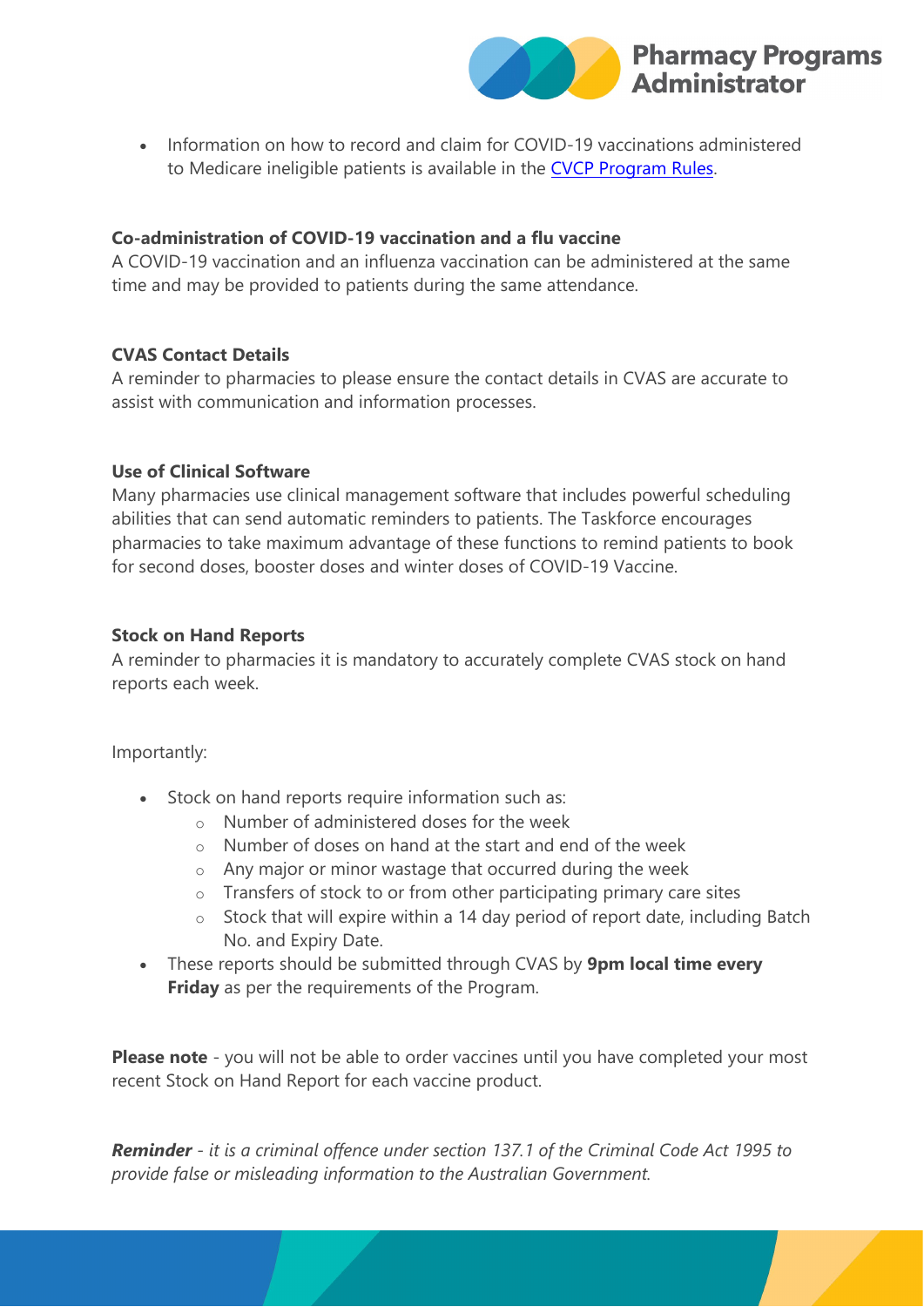- Information on how to record and claim for COVID-19 vaccinations administered to Medicare ineligible patients is available in the [CVCP Program Rules](#).

**Co-administration of COVID-19 vaccination and a flu vaccine**
A COVID-19 vaccination and an influenza vaccination can be administered at the same time and may be provided to patients during the same attendance.

**CVAS Contact Details**
A reminder to pharmacies to please ensure the contact details in CVAS are accurate to assist with communication and information processes.

**Use of Clinical Software**
Many pharmacies use clinical management software that includes powerful scheduling abilities that can send automatic reminders to patients. The Taskforce encourages pharmacies to take maximum advantage of these functions to remind patients to book for second doses, booster doses and winter doses of COVID-19 Vaccine.

**Stock on Hand Reports**
A reminder to pharmacies it is mandatory to accurately complete CVAS stock on hand reports each week.

Importantly:

- Stock on hand reports require information such as:
  - Number of administered doses for the week
  - Number of doses on hand at the start and end of the week
  - Any major or minor wastage that occurred during the week
  - Transfers of stock to or from other participating primary care sites
  - Stock that will expire within a 14 day period of report date, including Batch No. and Expiry Date.
- These reports should be submitted through CVAS by **9pm local time every Friday** as per the requirements of the Program.

**Please note** - you will not be able to order vaccines until you have completed your most recent Stock on Hand Report for each vaccine product.

***Reminder*** *- it is a criminal offence under section 137.1 of the Criminal Code Act 1995 to provide false or misleading information to the Australian Government.*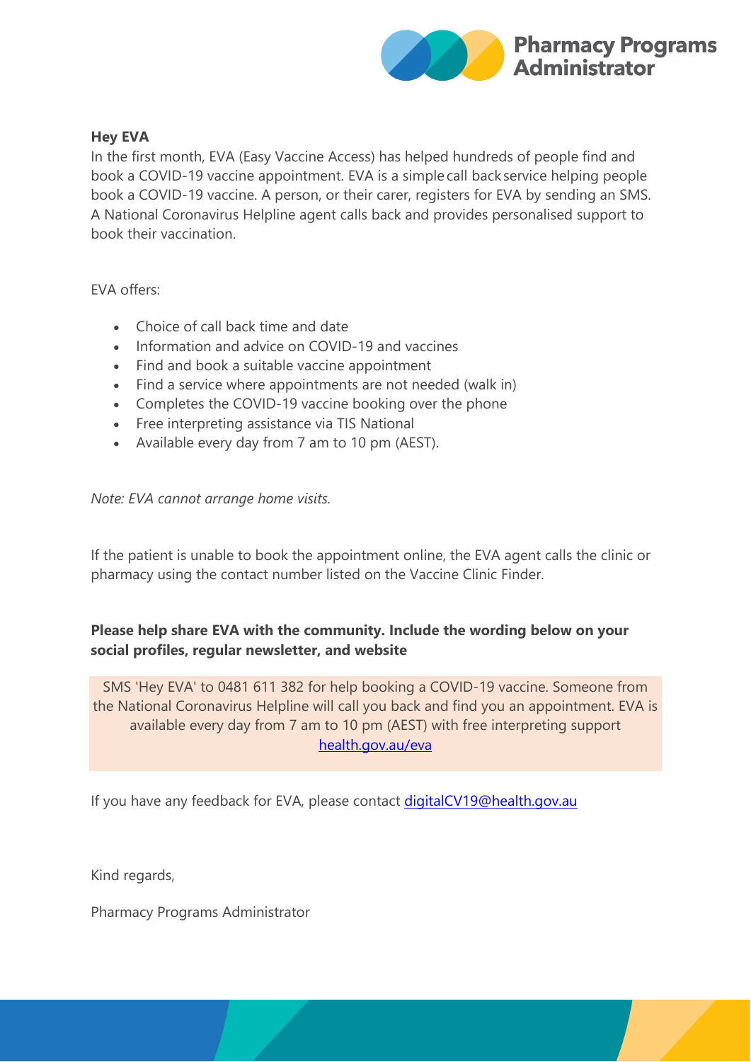**Hey EVA**

In the first month, EVA (Easy Vaccine Access) has helped hundreds of people find and book a COVID-19 vaccine appointment. EVA is a simple call back service helping people book a COVID-19 vaccine. A person, or their carer, registers for EVA by sending an SMS. A National Coronavirus Helpline agent calls back and provides personalised support to book their vaccination.

EVA offers:

- Choice of call back time and date
- Information and advice on COVID-19 and vaccines
- Find and book a suitable vaccine appointment
- Find a service where appointments are not needed (walk in)
- Completes the COVID-19 vaccine booking over the phone
- Free interpreting assistance via TIS National
- Available every day from 7 am to 10 pm (AEST).

*Note: EVA cannot arrange home visits.*

If the patient is unable to book the appointment online, the EVA agent calls the clinic or pharmacy using the contact number listed on the Vaccine Clinic Finder.

**Please help share EVA with the community. Include the wording below on your social profiles, regular newsletter, and website**

SMS 'Hey EVA' to 0481 611 382 for help booking a COVID-19 vaccine. Someone from the National Coronavirus Helpline will call you back and find you an appointment. EVA is available every day from 7 am to 10 pm (AEST) with free interpreting support health.gov.au/eva

If you have any feedback for EVA, please contact digitalCV19@health.gov.au

Kind regards,

Pharmacy Programs Administrator